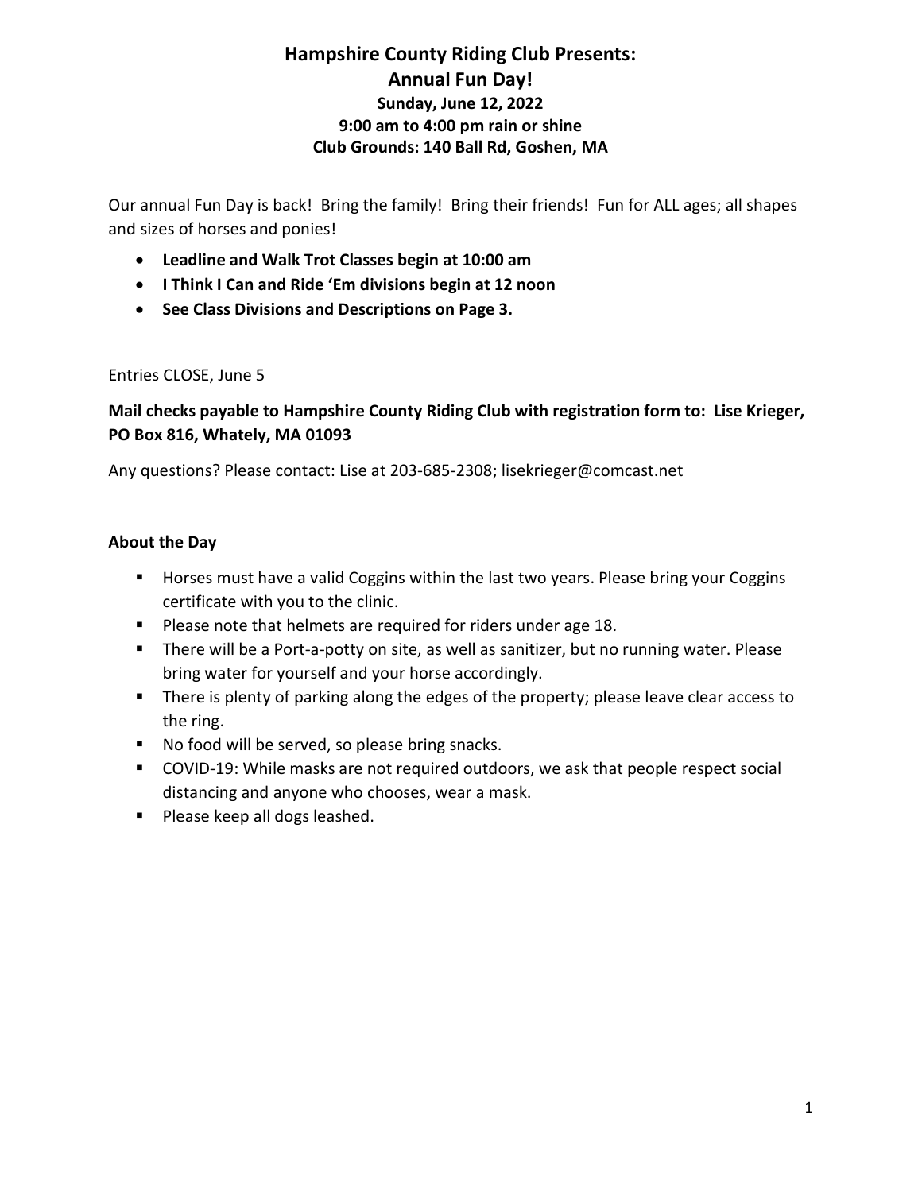# Hampshire County Riding Club Presents:

# Annual Fun Day!

### Sunday, June 12, 2022

### 9:00 am to 4:00 pm rain or shine

### Club Grounds: 140 Ball Rd, Goshen, MA

Our annual Fun Day is back! Bring the family! Bring their friends! Fun for ALL ages; all shapes and sizes of horses and ponies!

- **Leadline and Walk Trot Classes begin at 10:00 am**
- **I Think I Can and Ride 'Em divisions begin at 12 noon**
- **See Class Divisions and Descriptions on Page 3.**

Entries CLOSE, June 5

**Mail checks payable to Hampshire County Riding Club with registration form to: Lise Krieger, PO Box 816, Whately, MA 01093**

Any questions? Please contact: Lise at 203-685-2308; lisekrieger@comcast.net

## About the Day

- Horses must have a valid Coggins within the last two years. Please bring your Coggins certificate with you to the clinic.
- Please note that helmets are required for riders under age 18.
- There will be a Port-a-potty on site, as well as sanitizer, but no running water. Please bring water for yourself and your horse accordingly.
- There is plenty of parking along the edges of the property; please leave clear access to the ring.
- No food will be served, so please bring snacks.
- COVID-19: While masks are not required outdoors, we ask that people respect social distancing and anyone who chooses, wear a mask.
- Please keep all dogs leashed.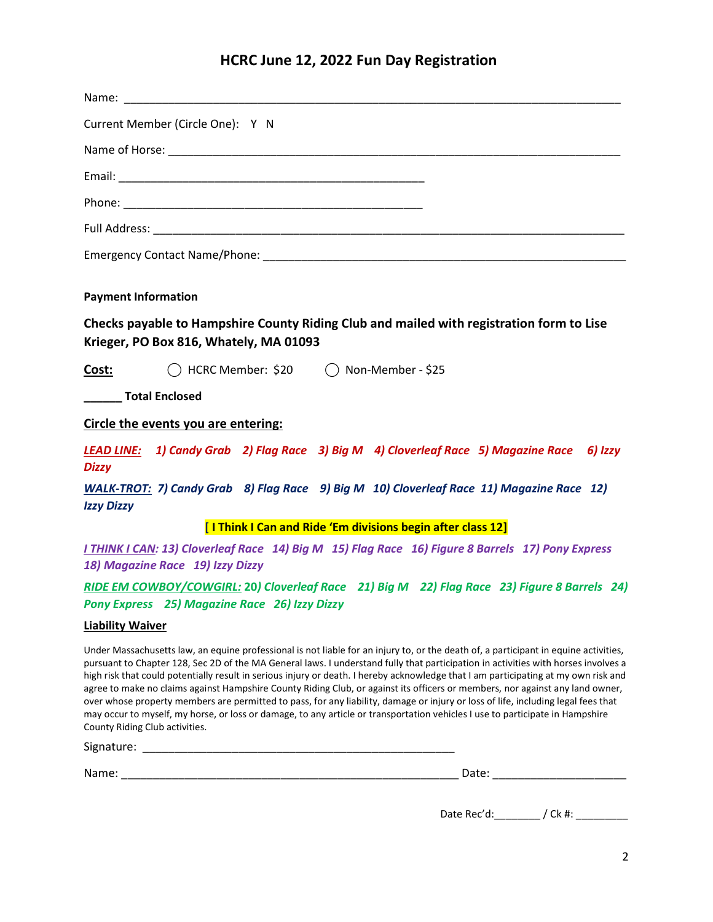## HCRC June 12, 2022 Fun Day Registration

Name: ____________________________________________________________________________

Current Member (Circle One): Y N

Name of Horse: ______________________________________________________________________

Email: _______________________________________________

Phone: _______________________________________________

Full Address: __________________________________________________________________________

Emergency Contact Name/Phone: _______________________________________________________

**Payment Information**

**Checks payable to Hampshire County Riding Club and mailed with registration form to Lise Krieger, PO Box 816, Whately, MA 01093**

**Cost:** ◯ HCRC Member: $20 ◯ Non-Member - $25

______ **Total Enclosed**

**Circle the events you are entering:**

***LEAD LINE:*** ***1) Candy Grab 2) Flag Race 3) Big M 4) Cloverleaf Race 5) Magazine Race 6) Izzy Dizzy***

***WALK-TROT:*** ***7) Candy Grab 8) Flag Race 9) Big M 10) Cloverleaf Race 11) Magazine Race 12) Izzy Dizzy***

**[ I Think I Can and Ride 'Em divisions begin after class 12]**

***I THINK I CAN:*** ***13) Cloverleaf Race 14) Big M 15) Flag Race 16) Figure 8 Barrels 17) Pony Express 18) Magazine Race 19) Izzy Dizzy***

***RIDE EM COWBOY/COWGIRL:*** ***20) Cloverleaf Race 21) Big M 22) Flag Race 23) Figure 8 Barrels 24) Pony Express 25) Magazine Race 26) Izzy Dizzy***

**Liability Waiver**

Under Massachusetts law, an equine professional is not liable for an injury to, or the death of, a participant in equine activities, pursuant to Chapter 128, Sec 2D of the MA General laws. I understand fully that participation in activities with horses involves a high risk that could potentially result in serious injury or death. I hereby acknowledge that I am participating at my own risk and agree to make no claims against Hampshire County Riding Club, or against its officers or members, nor against any land owner, over whose property members are permitted to pass, for any liability, damage or injury or loss of life, including legal fees that may occur to myself, my horse, or loss or damage, to any article or transportation vehicles I use to participate in Hampshire County Riding Club activities.

Signature: _______________________________________________

Name: ___________________________________________________ Date: ____________________

Date Rec'd:________ / Ck #: _________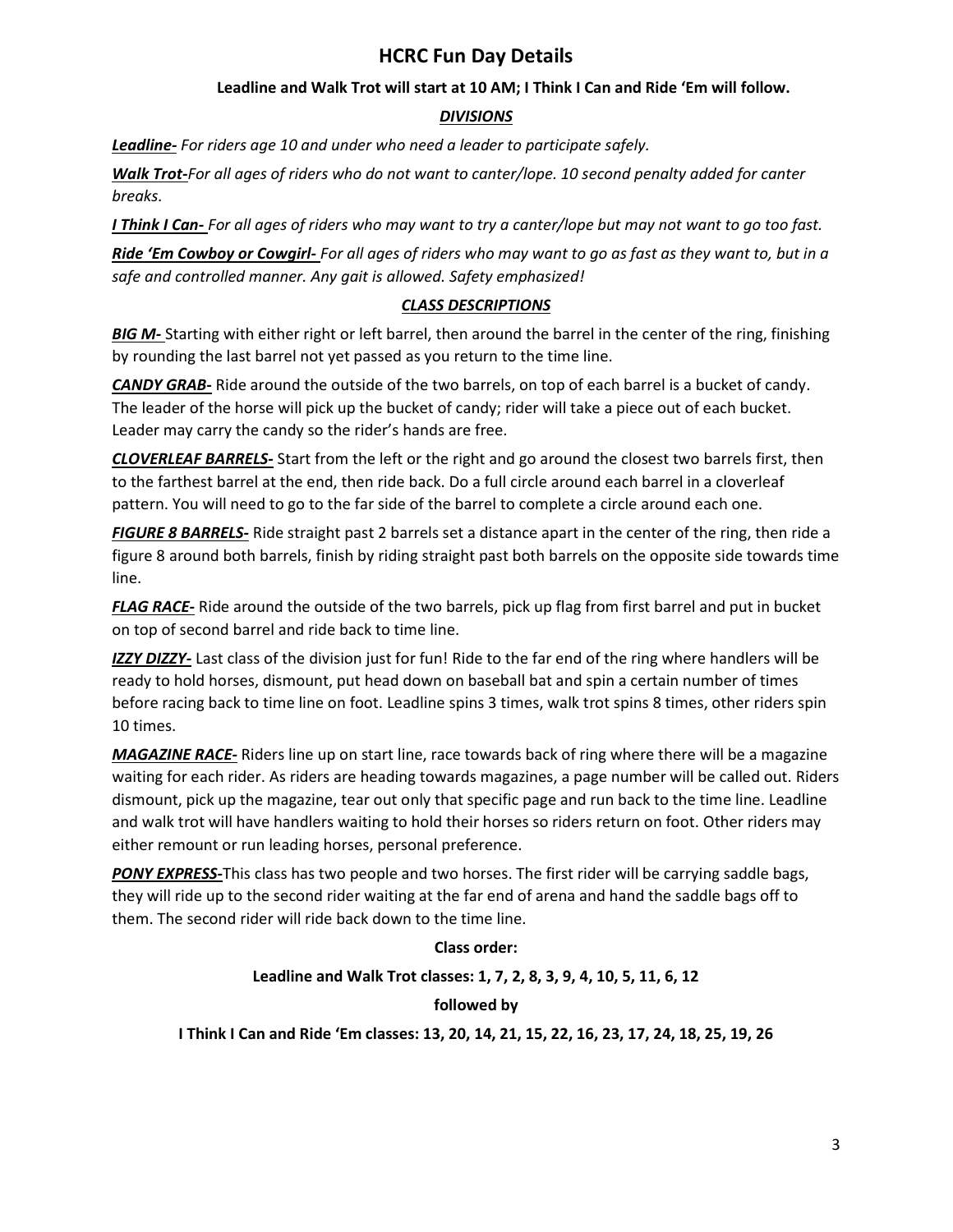# HCRC Fun Day Details

**Leadline and Walk Trot will start at 10 AM; I Think I Can and Ride 'Em will follow.**

## ***DIVISIONS***

***Leadline-*** *For riders age 10 and under who need a leader to participate safely.*

***Walk Trot-****For all ages of riders who do not want to canter/lope. 10 second penalty added for canter breaks.*

***I Think I Can-*** *For all ages of riders who may want to try a canter/lope but may not want to go too fast.*

***Ride 'Em Cowboy or Cowgirl-*** *For all ages of riders who may want to go as fast as they want to, but in a safe and controlled manner. Any gait is allowed. Safety emphasized!*

## ***CLASS DESCRIPTIONS***

***BIG M-*** Starting with either right or left barrel, then around the barrel in the center of the ring, finishing by rounding the last barrel not yet passed as you return to the time line.

***CANDY GRAB-*** Ride around the outside of the two barrels, on top of each barrel is a bucket of candy. The leader of the horse will pick up the bucket of candy; rider will take a piece out of each bucket. Leader may carry the candy so the rider's hands are free.

***CLOVERLEAF BARRELS-*** Start from the left or the right and go around the closest two barrels first, then to the farthest barrel at the end, then ride back. Do a full circle around each barrel in a cloverleaf pattern. You will need to go to the far side of the barrel to complete a circle around each one.

***FIGURE 8 BARRELS-*** Ride straight past 2 barrels set a distance apart in the center of the ring, then ride a figure 8 around both barrels, finish by riding straight past both barrels on the opposite side towards time line.

***FLAG RACE-*** Ride around the outside of the two barrels, pick up flag from first barrel and put in bucket on top of second barrel and ride back to time line.

***IZZY DIZZY-*** Last class of the division just for fun! Ride to the far end of the ring where handlers will be ready to hold horses, dismount, put head down on baseball bat and spin a certain number of times before racing back to time line on foot. Leadline spins 3 times, walk trot spins 8 times, other riders spin 10 times.

***MAGAZINE RACE-*** Riders line up on start line, race towards back of ring where there will be a magazine waiting for each rider. As riders are heading towards magazines, a page number will be called out. Riders dismount, pick up the magazine, tear out only that specific page and run back to the time line. Leadline and walk trot will have handlers waiting to hold their horses so riders return on foot. Other riders may either remount or run leading horses, personal preference.

***PONY EXPRESS-***This class has two people and two horses. The first rider will be carrying saddle bags, they will ride up to the second rider waiting at the far end of arena and hand the saddle bags off to them. The second rider will ride back down to the time line.

**Class order:**

**Leadline and Walk Trot classes: 1, 7, 2, 8, 3, 9, 4, 10, 5, 11, 6, 12**

**followed by**

**I Think I Can and Ride 'Em classes: 13, 20, 14, 21, 15, 22, 16, 23, 17, 24, 18, 25, 19, 26**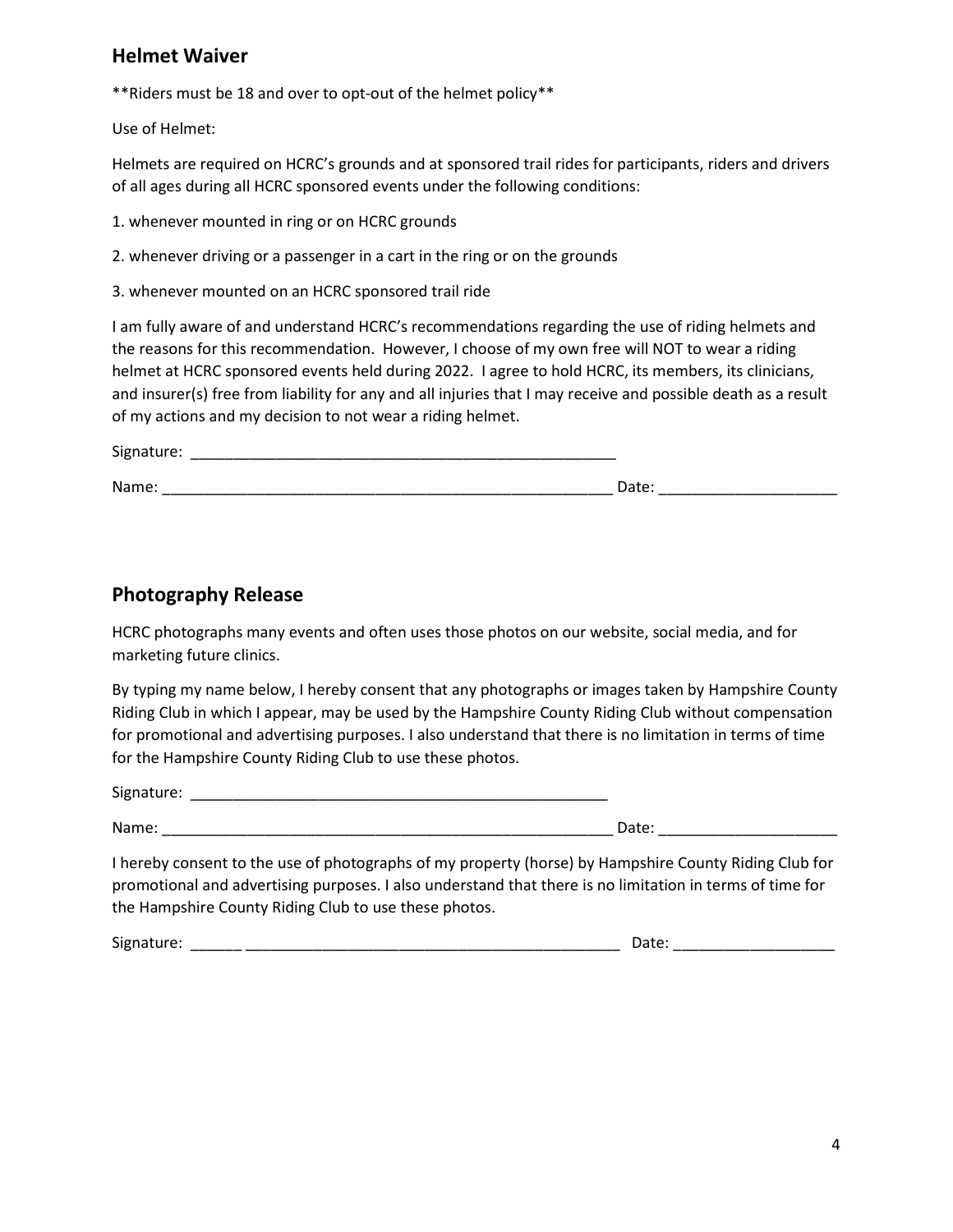## Helmet Waiver

**Riders must be 18 and over to opt-out of the helmet policy**

Use of Helmet:

Helmets are required on HCRC's grounds and at sponsored trail rides for participants, riders and drivers of all ages during all HCRC sponsored events under the following conditions:

1. whenever mounted in ring or on HCRC grounds
2. whenever driving or a passenger in a cart in the ring or on the grounds
3. whenever mounted on an HCRC sponsored trail ride

I am fully aware of and understand HCRC's recommendations regarding the use of riding helmets and the reasons for this recommendation. However, I choose of my own free will NOT to wear a riding helmet at HCRC sponsored events held during 2022. I agree to hold HCRC, its members, its clinicians, and insurer(s) free from liability for any and all injuries that I may receive and possible death as a result of my actions and my decision to not wear a riding helmet.

Signature: ____________________________________________________

Name: _______________________________________________________ Date: _____________________

## Photography Release

HCRC photographs many events and often uses those photos on our website, social media, and for marketing future clinics.

By typing my name below, I hereby consent that any photographs or images taken by Hampshire County Riding Club in which I appear, may be used by the Hampshire County Riding Club without compensation for promotional and advertising purposes. I also understand that there is no limitation in terms of time for the Hampshire County Riding Club to use these photos.

Signature: ___________________________________________________

Name: _______________________________________________________ Date: _____________________

I hereby consent to the use of photographs of my property (horse) by Hampshire County Riding Club for promotional and advertising purposes. I also understand that there is no limitation in terms of time for the Hampshire County Riding Club to use these photos.

Signature: ______ _____________________________________________ Date: ___________________